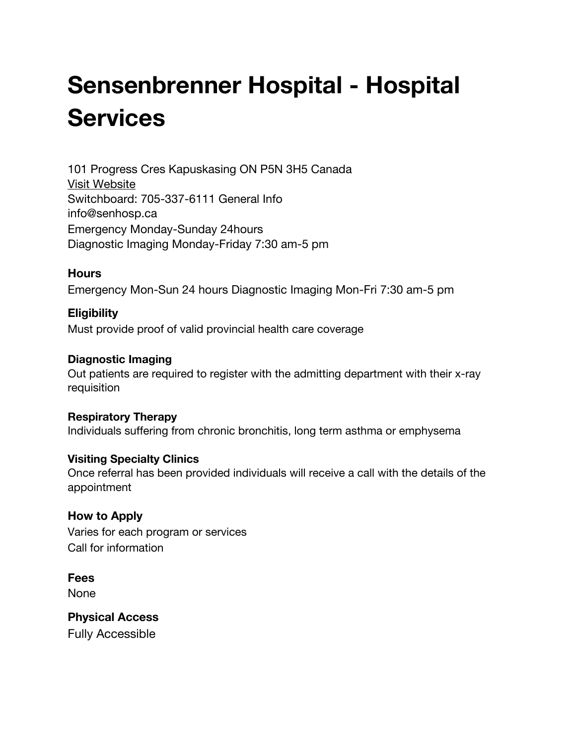# Sensenbrenner Hospital - Hospital Services

101 Progress Cres Kapuskasing ON P5N 3H5 Canada
Visit Website
Switchboard: 705-337-6111 General Info
info@senhosp.ca
Emergency Monday-Sunday 24hours
Diagnostic Imaging Monday-Friday 7:30 am-5 pm

**Hours**
Emergency Mon-Sun 24 hours Diagnostic Imaging Mon-Fri 7:30 am-5 pm

**Eligibility**
Must provide proof of valid provincial health care coverage

**Diagnostic Imaging**
Out patients are required to register with the admitting department with their x-ray requisition

**Respiratory Therapy**
Individuals suffering from chronic bronchitis, long term asthma or emphysema

**Visiting Specialty Clinics**
Once referral has been provided individuals will receive a call with the details of the appointment

**How to Apply**
Varies for each program or services
Call for information

**Fees**
None

**Physical Access**
Fully Accessible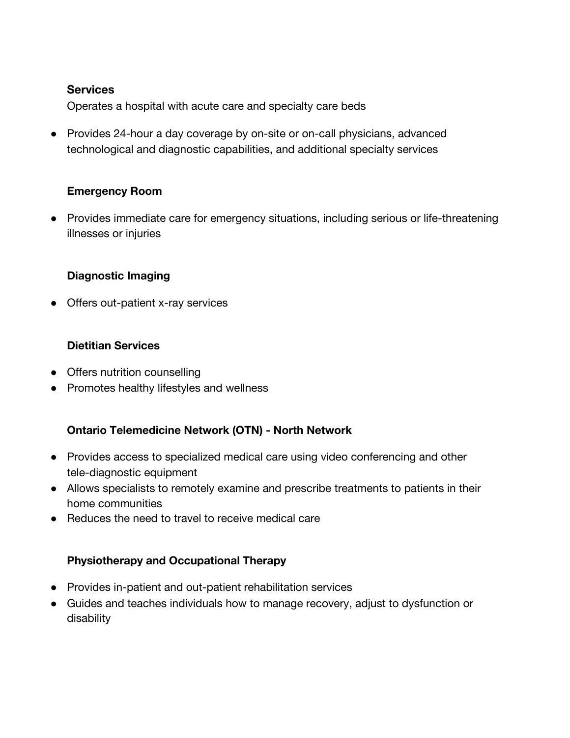**Services**

Operates a hospital with acute care and specialty care beds

- Provides 24-hour a day coverage by on-site or on-call physicians, advanced technological and diagnostic capabilities, and additional specialty services

**Emergency Room**

- Provides immediate care for emergency situations, including serious or life-threatening illnesses or injuries

**Diagnostic Imaging**

- Offers out-patient x-ray services

**Dietitian Services**

- Offers nutrition counselling
- Promotes healthy lifestyles and wellness

**Ontario Telemedicine Network (OTN) - North Network**

- Provides access to specialized medical care using video conferencing and other tele-diagnostic equipment
- Allows specialists to remotely examine and prescribe treatments to patients in their home communities
- Reduces the need to travel to receive medical care

**Physiotherapy and Occupational Therapy**

- Provides in-patient and out-patient rehabilitation services
- Guides and teaches individuals how to manage recovery, adjust to dysfunction or disability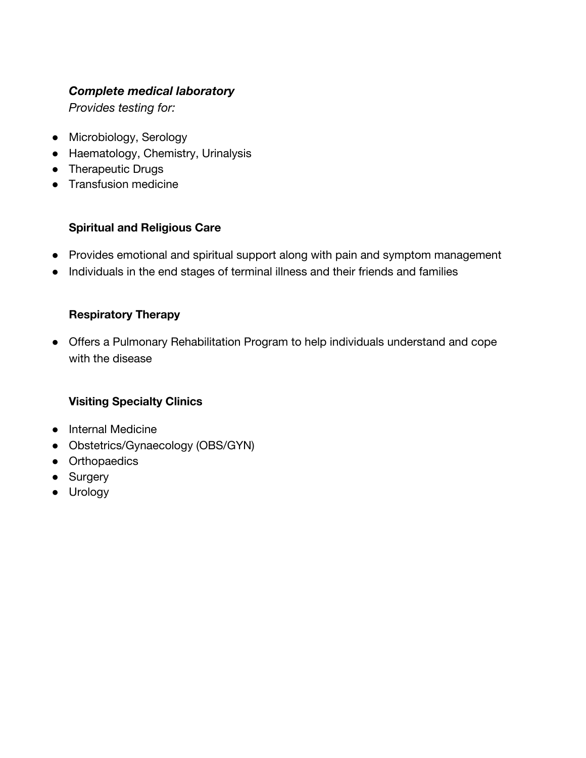***Complete medical laboratory***

*Provides testing for:*

- Microbiology, Serology
- Haematology, Chemistry, Urinalysis
- Therapeutic Drugs
- Transfusion medicine

**Spiritual and Religious Care**

- Provides emotional and spiritual support along with pain and symptom management
- Individuals in the end stages of terminal illness and their friends and families

**Respiratory Therapy**

- Offers a Pulmonary Rehabilitation Program to help individuals understand and cope with the disease

**Visiting Specialty Clinics**

- Internal Medicine
- Obstetrics/Gynaecology (OBS/GYN)
- Orthopaedics
- Surgery
- Urology